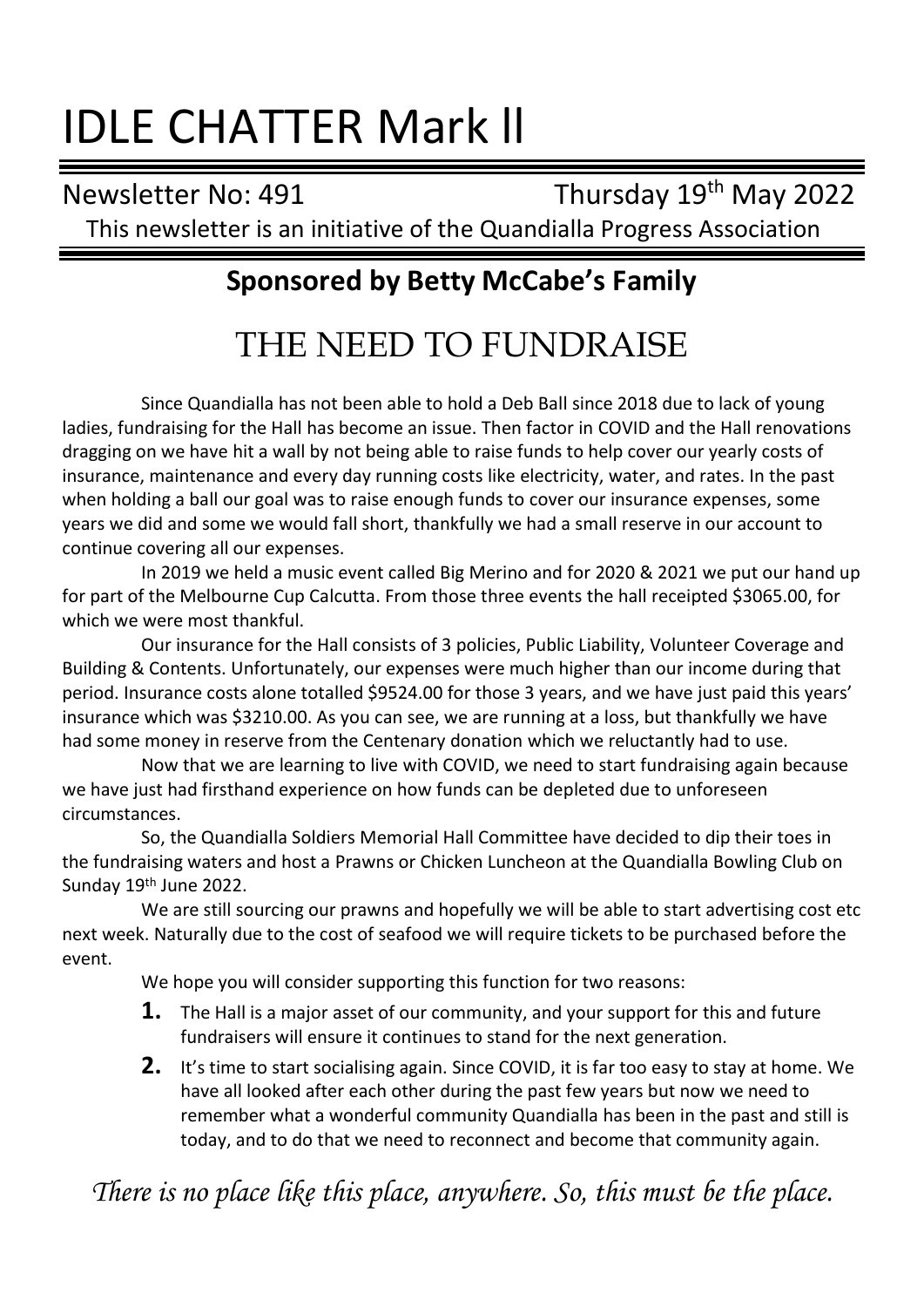# IDLE CHATTER Mark ll

Newsletter No: 491 Thursday 19th May 2022

This newsletter is an initiative of the Quandialla Progress Association

## Sponsored by Betty McCabe's Family

# THE NEED TO FUNDRAISE

Since Quandialla has not been able to hold a Deb Ball since 2018 due to lack of young ladies, fundraising for the Hall has become an issue. Then factor in COVID and the Hall renovations dragging on we have hit a wall by not being able to raise funds to help cover our yearly costs of insurance, maintenance and every day running costs like electricity, water, and rates. In the past when holding a ball our goal was to raise enough funds to cover our insurance expenses, some years we did and some we would fall short, thankfully we had a small reserve in our account to continue covering all our expenses.

In 2019 we held a music event called Big Merino and for 2020 & 2021 we put our hand up for part of the Melbourne Cup Calcutta. From those three events the hall receipted $3065.00, for which we were most thankful.

Our insurance for the Hall consists of 3 policies, Public Liability, Volunteer Coverage and Building & Contents. Unfortunately, our expenses were much higher than our income during that period. Insurance costs alone totalled $9524.00 for those 3 years, and we have just paid this years' insurance which was $3210.00. As you can see, we are running at a loss, but thankfully we have had some money in reserve from the Centenary donation which we reluctantly had to use.

Now that we are learning to live with COVID, we need to start fundraising again because we have just had firsthand experience on how funds can be depleted due to unforeseen circumstances.

So, the Quandialla Soldiers Memorial Hall Committee have decided to dip their toes in the fundraising waters and host a Prawns or Chicken Luncheon at the Quandialla Bowling Club on Sunday 19th June 2022.

We are still sourcing our prawns and hopefully we will be able to start advertising cost etc next week. Naturally due to the cost of seafood we will require tickets to be purchased before the event.

We hope you will consider supporting this function for two reasons:

1. The Hall is a major asset of our community, and your support for this and future fundraisers will ensure it continues to stand for the next generation.
2. It's time to start socialising again. Since COVID, it is far too easy to stay at home. We have all looked after each other during the past few years but now we need to remember what a wonderful community Quandialla has been in the past and still is today, and to do that we need to reconnect and become that community again.

*There is no place like this place, anywhere. So, this must be the place.*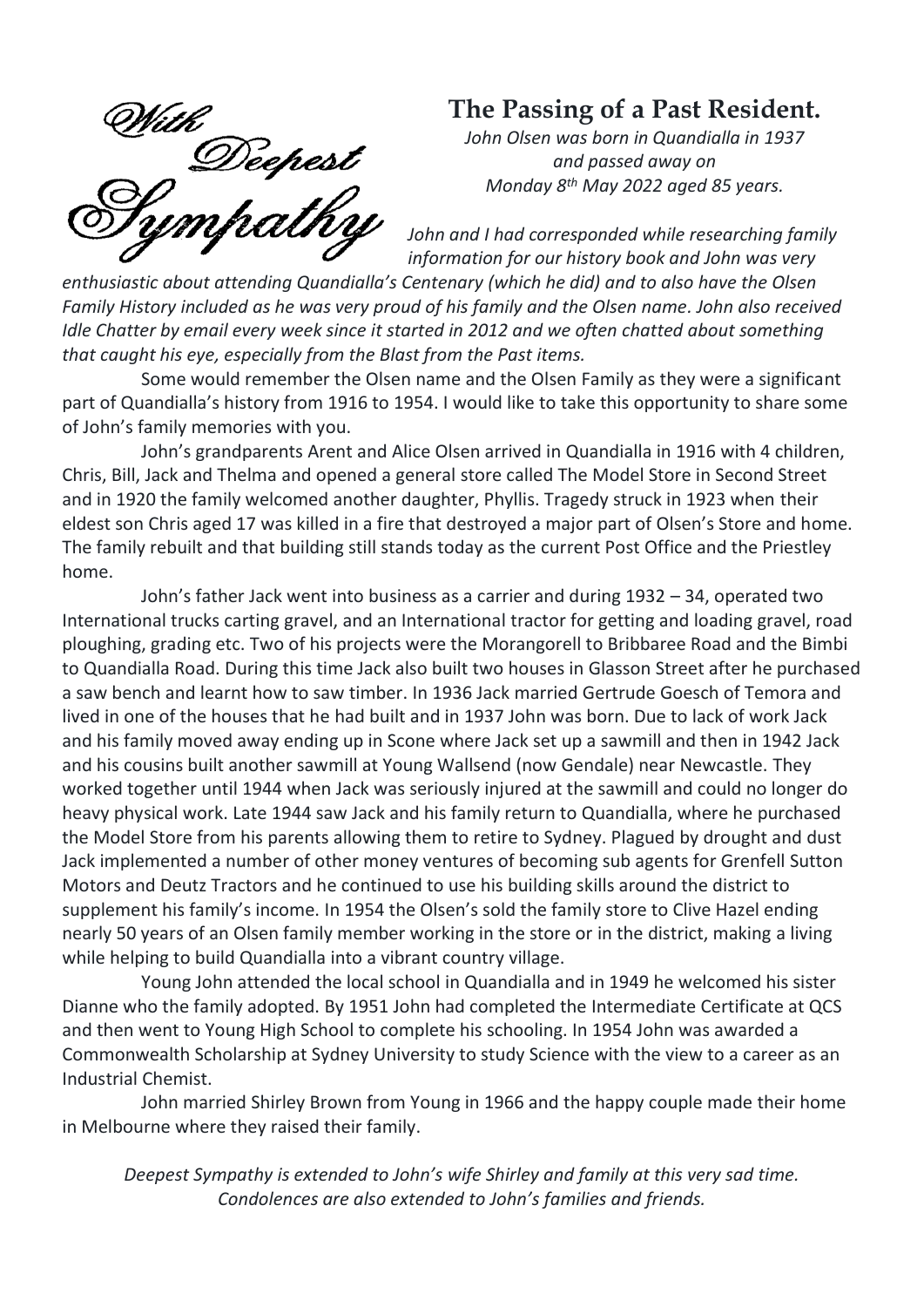With Deepest Sympathy

## The Passing of a Past Resident.

*John Olsen was born in Quandialla in 1937 and passed away on Monday 8th May 2022 aged 85 years.*

*John and I had corresponded while researching family information for our history book and John was very enthusiastic about attending Quandialla's Centenary (which he did) and to also have the Olsen Family History included as he was very proud of his family and the Olsen name. John also received Idle Chatter by email every week since it started in 2012 and we often chatted about something that caught his eye, especially from the Blast from the Past items.*

Some would remember the Olsen name and the Olsen Family as they were a significant part of Quandialla's history from 1916 to 1954. I would like to take this opportunity to share some of John's family memories with you.

John's grandparents Arent and Alice Olsen arrived in Quandialla in 1916 with 4 children, Chris, Bill, Jack and Thelma and opened a general store called The Model Store in Second Street and in 1920 the family welcomed another daughter, Phyllis. Tragedy struck in 1923 when their eldest son Chris aged 17 was killed in a fire that destroyed a major part of Olsen's Store and home. The family rebuilt and that building still stands today as the current Post Office and the Priestley home.

John's father Jack went into business as a carrier and during 1932 – 34, operated two International trucks carting gravel, and an International tractor for getting and loading gravel, road ploughing, grading etc. Two of his projects were the Morangorell to Bribbaree Road and the Bimbi to Quandialla Road. During this time Jack also built two houses in Glasson Street after he purchased a saw bench and learnt how to saw timber. In 1936 Jack married Gertrude Goesch of Temora and lived in one of the houses that he had built and in 1937 John was born. Due to lack of work Jack and his family moved away ending up in Scone where Jack set up a sawmill and then in 1942 Jack and his cousins built another sawmill at Young Wallsend (now Gendale) near Newcastle. They worked together until 1944 when Jack was seriously injured at the sawmill and could no longer do heavy physical work. Late 1944 saw Jack and his family return to Quandialla, where he purchased the Model Store from his parents allowing them to retire to Sydney. Plagued by drought and dust Jack implemented a number of other money ventures of becoming sub agents for Grenfell Sutton Motors and Deutz Tractors and he continued to use his building skills around the district to supplement his family's income. In 1954 the Olsen's sold the family store to Clive Hazel ending nearly 50 years of an Olsen family member working in the store or in the district, making a living while helping to build Quandialla into a vibrant country village.

Young John attended the local school in Quandialla and in 1949 he welcomed his sister Dianne who the family adopted. By 1951 John had completed the Intermediate Certificate at QCS and then went to Young High School to complete his schooling. In 1954 John was awarded a Commonwealth Scholarship at Sydney University to study Science with the view to a career as an Industrial Chemist.

John married Shirley Brown from Young in 1966 and the happy couple made their home in Melbourne where they raised their family.

*Deepest Sympathy is extended to John's wife Shirley and family at this very sad time. Condolences are also extended to John's families and friends.*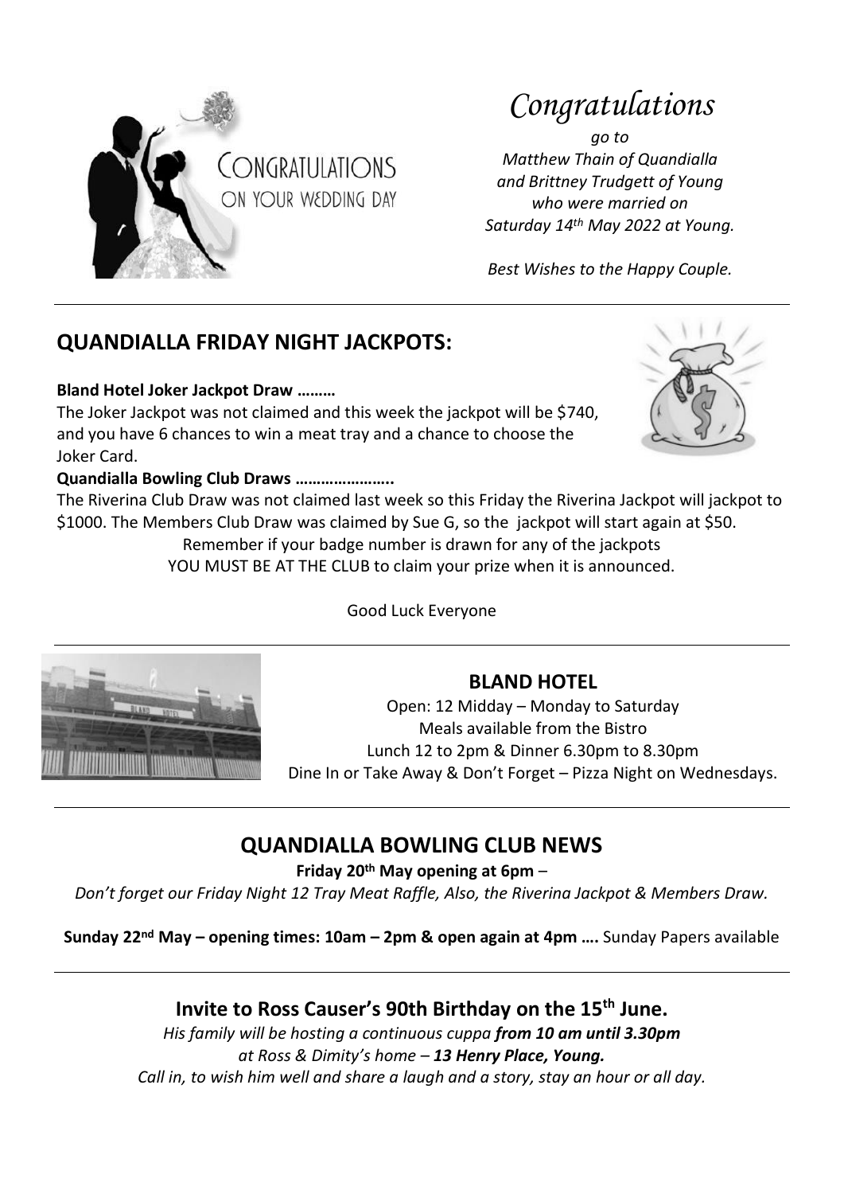# *Congratulations*

*go to*
*Matthew Thain of Quandialla*
*and Brittney Trudgett of Young*
*who were married on*
*Saturday 14th May 2022 at Young.*

*Best Wishes to the Happy Couple.*

---

## QUANDIALLA FRIDAY NIGHT JACKPOTS:

**Bland Hotel Joker Jackpot Draw ………**

The Joker Jackpot was not claimed and this week the jackpot will be $740, and you have 6 chances to win a meat tray and a chance to choose the Joker Card.

**Quandialla Bowling Club Draws …………………..**

The Riverina Club Draw was not claimed last week so this Friday the Riverina Jackpot will jackpot to $1000. The Members Club Draw was claimed by Sue G, so the jackpot will start again at $50.

Remember if your badge number is drawn for any of the jackpots
YOU MUST BE AT THE CLUB to claim your prize when it is announced.

Good Luck Everyone

---

## BLAND HOTEL

Open: 12 Midday – Monday to Saturday
Meals available from the Bistro
Lunch 12 to 2pm & Dinner 6.30pm to 8.30pm
Dine In or Take Away & Don't Forget – Pizza Night on Wednesdays.

---

## QUANDIALLA BOWLING CLUB NEWS

**Friday 20th May opening at 6pm** –

*Don't forget our Friday Night 12 Tray Meat Raffle, Also, the Riverina Jackpot & Members Draw.*

**Sunday 22nd May – opening times: 10am – 2pm & open again at 4pm ….** Sunday Papers available

---

## Invite to Ross Causer's 90th Birthday on the 15th June.

*His family will be hosting a continuous cuppa **from 10 am until 3.30pm***
*at Ross & Dimity's home – **13 Henry Place, Young.***
*Call in, to wish him well and share a laugh and a story, stay an hour or all day.*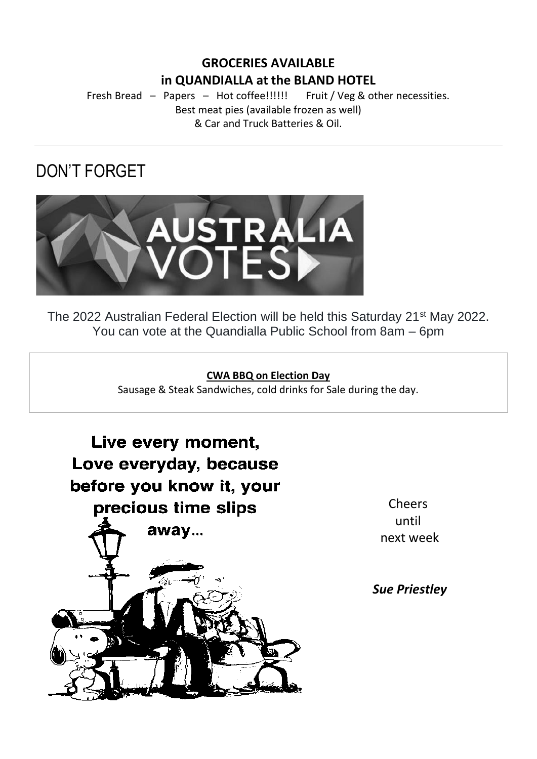**GROCERIES AVAILABLE**
**in QUANDIALLA at the BLAND HOTEL**

Fresh Bread – Papers – Hot coffee!!!!!! Fruit / Veg & other necessities.
Best meat pies (available frozen as well)
& Car and Truck Batteries & Oil.

---

# DON'T FORGET

AUSTRALIA VOTES

The 2022 Australian Federal Election will be held this Saturday 21st May 2022.
You can vote at the Quandialla Public School from 8am – 6pm

**CWA BBQ on Election Day**

Sausage & Steak Sandwiches, cold drinks for Sale during the day.

Live every moment, Love everyday, because before you know it, your precious time slips away...

Cheers until next week

***Sue Priestley***